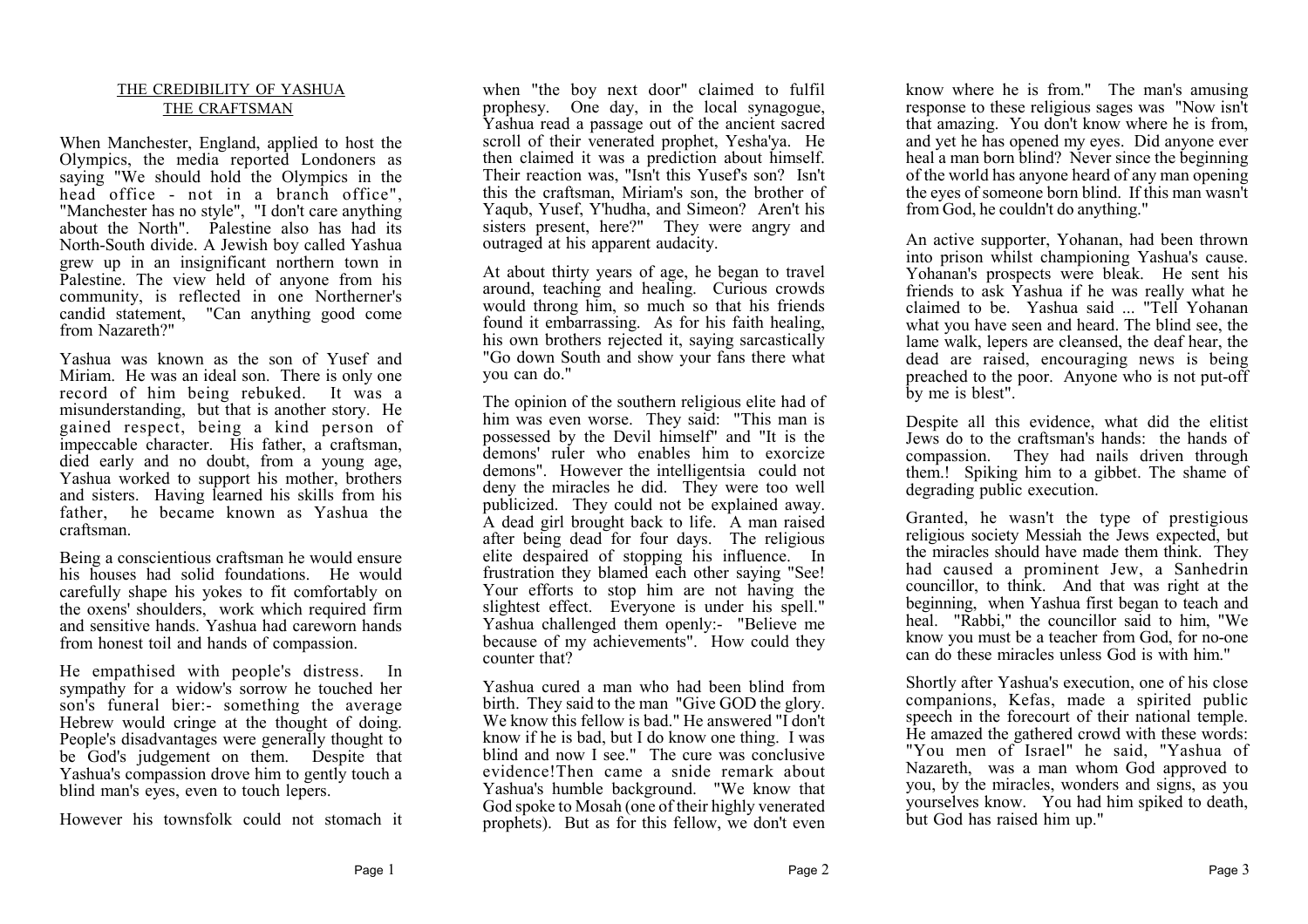## THE CREDIBILITY OF YASHUA
## THE CRAFTSMAN

When Manchester, England, applied to host the Olympics, the media reported Londoners as saying "We should hold the Olympics in the head office - not in a branch office", "Manchester has no style", "I don't care anything about the North". Palestine also has had its North-South divide. A Jewish boy called Yashua grew up in an insignificant northern town in Palestine. The view held of anyone from his community, is reflected in one Northerner's candid statement, "Can anything good come from Nazareth?"

Yashua was known as the son of Yusef and Miriam. He was an ideal son. There is only one record of him being rebuked. It was a misunderstanding, but that is another story. He gained respect, being a kind person of impeccable character. His father, a craftsman, died early and no doubt, from a young age, Yashua worked to support his mother, brothers and sisters. Having learned his skills from his father, he became known as Yashua the craftsman.

Being a conscientious craftsman he would ensure his houses had solid foundations. He would carefully shape his yokes to fit comfortably on the oxens' shoulders, work which required firm and sensitive hands. Yashua had careworn hands from honest toil and hands of compassion.

He empathised with people's distress. In sympathy for a widow's sorrow he touched her son's funeral bier:- something the average Hebrew would cringe at the thought of doing. People's disadvantages were generally thought to be God's judgement on them. Despite that Yashua's compassion drove him to gently touch a blind man's eyes, even to touch lepers.

However his townsfolk could not stomach it when "the boy next door" claimed to fulfil prophesy. One day, in the local synagogue, Yashua read a passage out of the ancient sacred scroll of their venerated prophet, Yesha'ya. He then claimed it was a prediction about himself. Their reaction was, "Isn't this Yusef's son? Isn't this the craftsman, Miriam's son, the brother of Yaqub, Yusef, Y'hudha, and Simeon? Aren't his sisters present, here?" They were angry and outraged at his apparent audacity.

At about thirty years of age, he began to travel around, teaching and healing. Curious crowds would throng him, so much so that his friends found it embarrassing. As for his faith healing, his own brothers rejected it, saying sarcastically "Go down South and show your fans there what you can do."

The opinion of the southern religious elite had of him was even worse. They said: "This man is possessed by the Devil himself" and "It is the demons' ruler who enables him to exorcize demons". However the intelligentsia could not deny the miracles he did. They were too well publicized. They could not be explained away. A dead girl brought back to life. A man raised after being dead for four days. The religious elite despaired of stopping his influence. In frustration they blamed each other saying "See! Your efforts to stop him are not having the slightest effect. Everyone is under his spell." Yashua challenged them openly:- "Believe me because of my achievements". How could they counter that?

Yashua cured a man who had been blind from birth. They said to the man "Give GOD the glory. We know this fellow is bad." He answered "I don't know if he is bad, but I do know one thing. I was blind and now I see." The cure was conclusive evidence!Then came a snide remark about Yashua's humble background. "We know that God spoke to Mosah (one of their highly venerated prophets). But as for this fellow, we don't even know where he is from." The man's amusing response to these religious sages was "Now isn't that amazing. You don't know where he is from, and yet he has opened my eyes. Did anyone ever heal a man born blind? Never since the beginning of the world has anyone heard of any man opening the eyes of someone born blind. If this man wasn't from God, he couldn't do anything."

An active supporter, Yohanan, had been thrown into prison whilst championing Yashua's cause. Yohanan's prospects were bleak. He sent his friends to ask Yashua if he was really what he claimed to be. Yashua said ... "Tell Yohanan what you have seen and heard. The blind see, the lame walk, lepers are cleansed, the deaf hear, the dead are raised, encouraging news is being preached to the poor. Anyone who is not put-off by me is blest".

Despite all this evidence, what did the elitist Jews do to the craftsman's hands: the hands of compassion. They had nails driven through them.! Spiking him to a gibbet. The shame of degrading public execution.

Granted, he wasn't the type of prestigious religious society Messiah the Jews expected, but the miracles should have made them think. They had caused a prominent Jew, a Sanhedrin councillor, to think. And that was right at the beginning, when Yashua first began to teach and heal. "Rabbi," the councillor said to him, "We know you must be a teacher from God, for no-one can do these miracles unless God is with him."

Shortly after Yashua's execution, one of his close companions, Kefas, made a spirited public speech in the forecourt of their national temple. He amazed the gathered crowd with these words: "You men of Israel" he said, "Yashua of Nazareth, was a man whom God approved to you, by the miracles, wonders and signs, as you yourselves know. You had him spiked to death, but God has raised him up."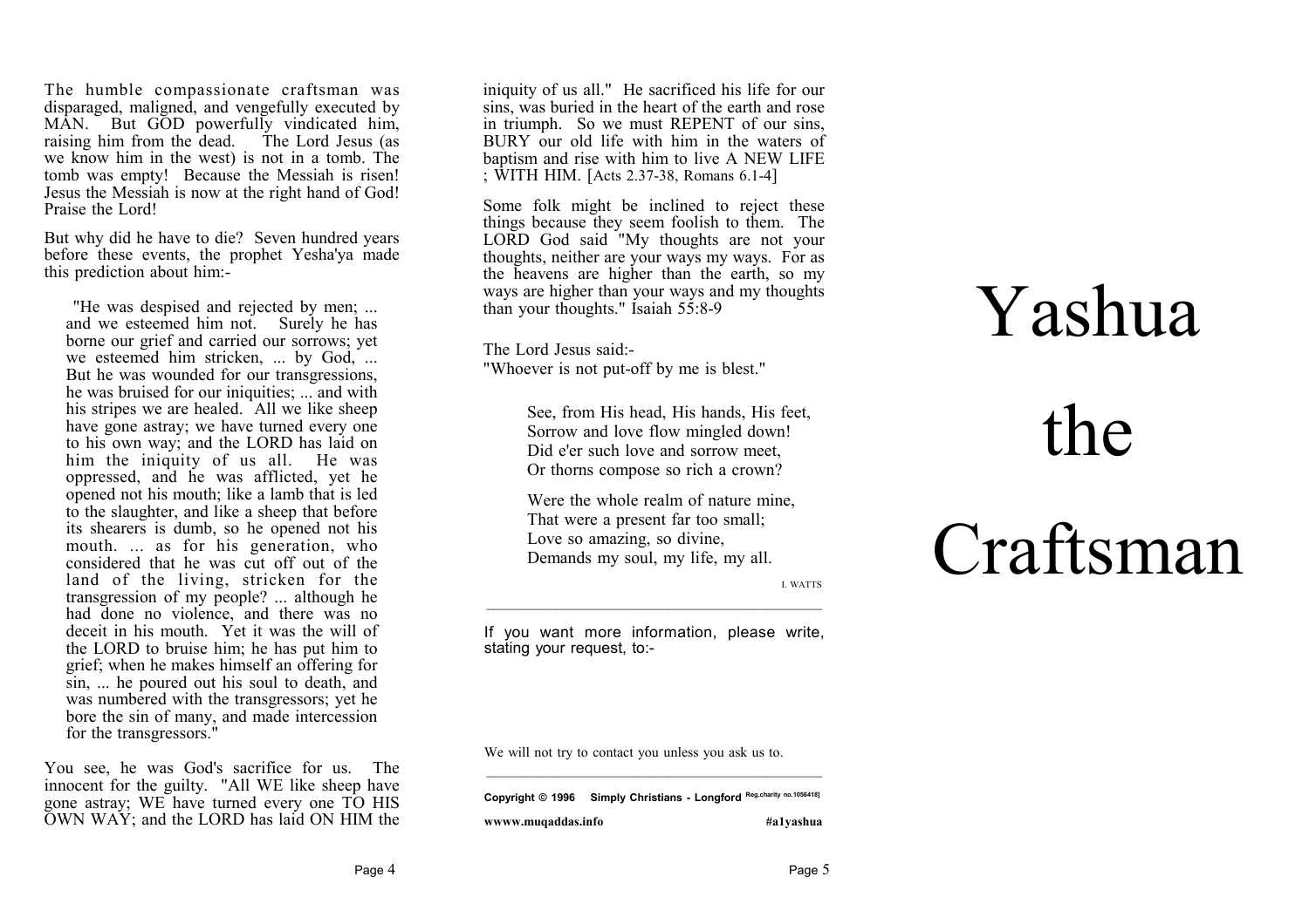The humble compassionate craftsman was disparaged, maligned, and vengefully executed by MAN. But GOD powerfully vindicated him, raising him from the dead. The Lord Jesus (as we know him in the west) is not in a tomb. The tomb was empty! Because the Messiah is risen! Jesus the Messiah is now at the right hand of God! Praise the Lord!

But why did he have to die? Seven hundred years before these events, the prophet Yesha'ya made this prediction about him:-

> "He was despised and rejected by men; ... and we esteemed him not. Surely he has borne our grief and carried our sorrows; yet we esteemed him stricken, ... by God, ... But he was wounded for our transgressions, he was bruised for our iniquities; ... and with his stripes we are healed. All we like sheep have gone astray; we have turned every one to his own way; and the LORD has laid on him the iniquity of us all. He was oppressed, and he was afflicted, yet he opened not his mouth; like a lamb that is led to the slaughter, and like a sheep that before its shearers is dumb, so he opened not his mouth. ... as for his generation, who considered that he was cut off out of the land of the living, stricken for the transgression of my people? ... although he had done no violence, and there was no deceit in his mouth. Yet it was the will of the LORD to bruise him; he has put him to grief; when he makes himself an offering for sin, ... he poured out his soul to death, and was numbered with the transgressors; yet he bore the sin of many, and made intercession for the transgressors."

You see, he was God's sacrifice for us. The innocent for the guilty. "All WE like sheep have gone astray; WE have turned every one TO HIS OWN WAY; and the LORD has laid ON HIM the iniquity of us all." He sacrificed his life for our sins, was buried in the heart of the earth and rose in triumph. So we must REPENT of our sins, BURY our old life with him in the waters of baptism and rise with him to live A NEW LIFE ; WITH HIM. [Acts 2.37-38, Romans 6.1-4]

Some folk might be inclined to reject these things because they seem foolish to them. The LORD God said "My thoughts are not your thoughts, neither are your ways my ways. For as the heavens are higher than the earth, so my ways are higher than your ways and my thoughts than your thoughts." Isaiah 55:8-9

The Lord Jesus said:-
"Whoever is not put-off by me is blest."

> See, from His head, His hands, His feet,
> Sorrow and love flow mingled down!
> Did e'er such love and sorrow meet,
> Or thorns compose so rich a crown?
>
> Were the whole realm of nature mine,
> That were a present far too small;
> Love so amazing, so divine,
> Demands my soul, my life, my all.
>
> I. WATTS

---

If you want more information, please write, stating your request, to:-

We will not try to contact you unless you ask us to.

---

**Copyright © 1996 Simply Christians - Longford** Reg.charity no.1056418]

**wwww.muqaddas.info** **#a1yashua**

# Yashua the Craftsman